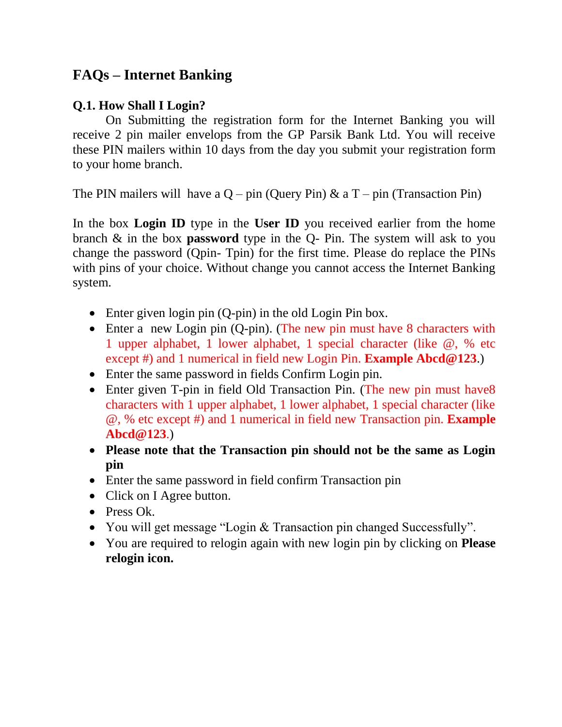## FAQs – Internet Banking

### Q.1. How Shall I Login?

On Submitting the registration form for the Internet Banking you will receive 2 pin mailer envelops from the GP Parsik Bank Ltd. You will receive these PIN mailers within 10 days from the day you submit your registration form to your home branch.

The PIN mailers will have a Q – pin (Query Pin) & a T – pin (Transaction Pin)

In the box **Login ID** type in the **User ID** you received earlier from the home branch & in the box **password** type in the Q- Pin. The system will ask to you change the password (Qpin- Tpin) for the first time. Please do replace the PINs with pins of your choice. Without change you cannot access the Internet Banking system.

- Enter given login pin (Q-pin) in the old Login Pin box.
- Enter a new Login pin (Q-pin). (The new pin must have 8 characters with 1 upper alphabet, 1 lower alphabet, 1 special character (like @, % etc except #) and 1 numerical in field new Login Pin. **Example Abcd@123**.)
- Enter the same password in fields Confirm Login pin.
- Enter given T-pin in field Old Transaction Pin. (The new pin must have8 characters with 1 upper alphabet, 1 lower alphabet, 1 special character (like @, % etc except #) and 1 numerical in field new Transaction pin. **Example Abcd@123**.)
- **Please note that the Transaction pin should not be the same as Login pin**
- Enter the same password in field confirm Transaction pin
- Click on I Agree button.
- Press Ok.
- You will get message "Login & Transaction pin changed Successfully".
- You are required to relogin again with new login pin by clicking on **Please relogin icon.**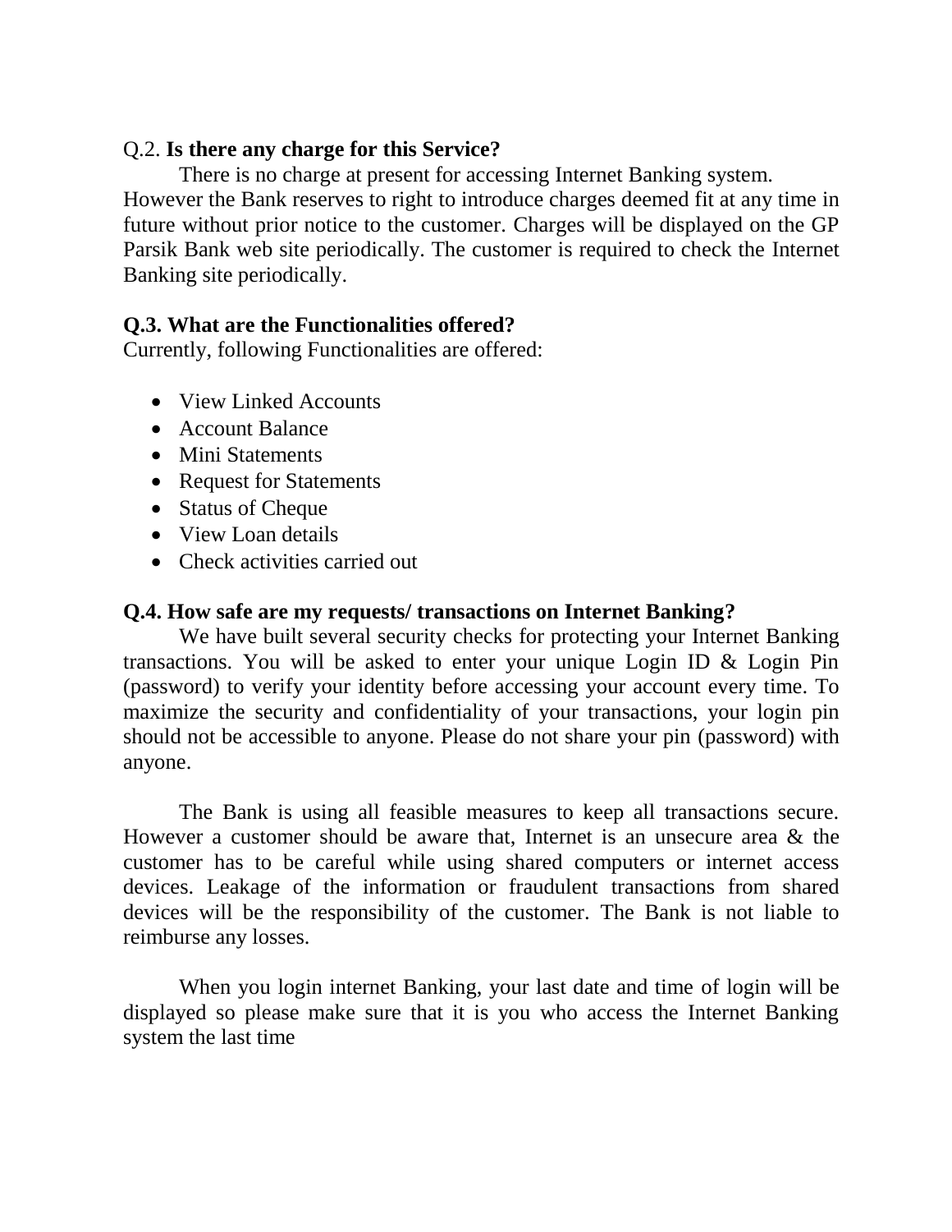Q.2. **Is there any charge for this Service?**

There is no charge at present for accessing Internet Banking system. However the Bank reserves to right to introduce charges deemed fit at any time in future without prior notice to the customer. Charges will be displayed on the GP Parsik Bank web site periodically. The customer is required to check the Internet Banking site periodically.

**Q.3. What are the Functionalities offered?**

Currently, following Functionalities are offered:

- View Linked Accounts
- Account Balance
- Mini Statements
- Request for Statements
- Status of Cheque
- View Loan details
- Check activities carried out

**Q.4. How safe are my requests/ transactions on Internet Banking?**

We have built several security checks for protecting your Internet Banking transactions. You will be asked to enter your unique Login ID & Login Pin (password) to verify your identity before accessing your account every time. To maximize the security and confidentiality of your transactions, your login pin should not be accessible to anyone. Please do not share your pin (password) with anyone.

The Bank is using all feasible measures to keep all transactions secure. However a customer should be aware that, Internet is an unsecure area & the customer has to be careful while using shared computers or internet access devices. Leakage of the information or fraudulent transactions from shared devices will be the responsibility of the customer. The Bank is not liable to reimburse any losses.

When you login internet Banking, your last date and time of login will be displayed so please make sure that it is you who access the Internet Banking system the last time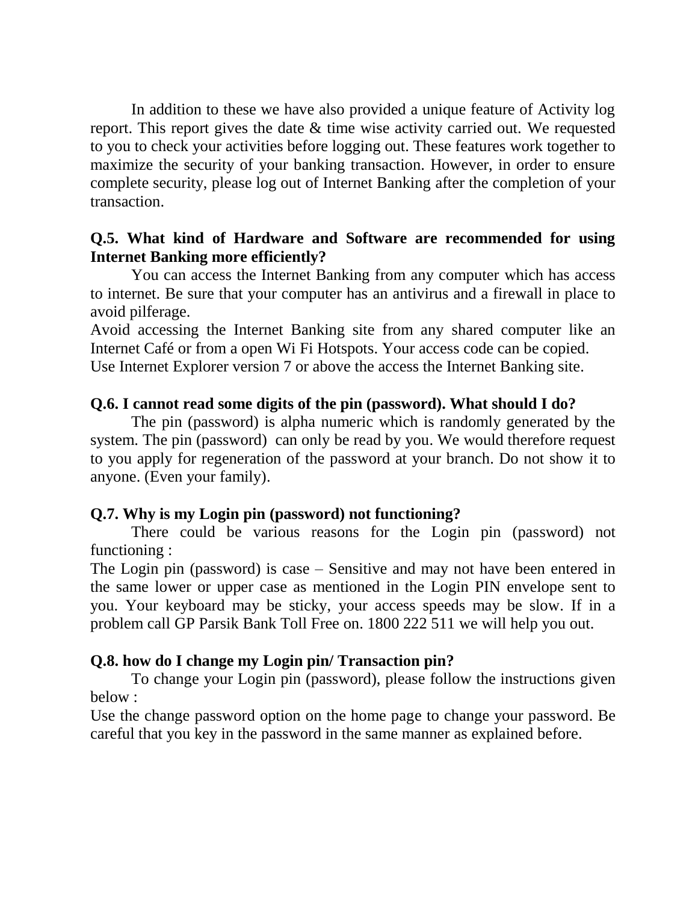In addition to these we have also provided a unique feature of Activity log report. This report gives the date & time wise activity carried out. We requested to you to check your activities before logging out. These features work together to maximize the security of your banking transaction. However, in order to ensure complete security, please log out of Internet Banking after the completion of your transaction.

**Q.5. What kind of Hardware and Software are recommended for using Internet Banking more efficiently?**

You can access the Internet Banking from any computer which has access to internet. Be sure that your computer has an antivirus and a firewall in place to avoid pilferage.

Avoid accessing the Internet Banking site from any shared computer like an Internet Café or from a open Wi Fi Hotspots. Your access code can be copied.

Use Internet Explorer version 7 or above the access the Internet Banking site.

**Q.6. I cannot read some digits of the pin (password). What should I do?**

The pin (password) is alpha numeric which is randomly generated by the system. The pin (password) can only be read by you. We would therefore request to you apply for regeneration of the password at your branch. Do not show it to anyone. (Even your family).

**Q.7. Why is my Login pin (password) not functioning?**

There could be various reasons for the Login pin (password) not functioning :

The Login pin (password) is case – Sensitive and may not have been entered in the same lower or upper case as mentioned in the Login PIN envelope sent to you. Your keyboard may be sticky, your access speeds may be slow. If in a problem call GP Parsik Bank Toll Free on. 1800 222 511 we will help you out.

**Q.8. how do I change my Login pin/ Transaction pin?**

To change your Login pin (password), please follow the instructions given below :

Use the change password option on the home page to change your password. Be careful that you key in the password in the same manner as explained before.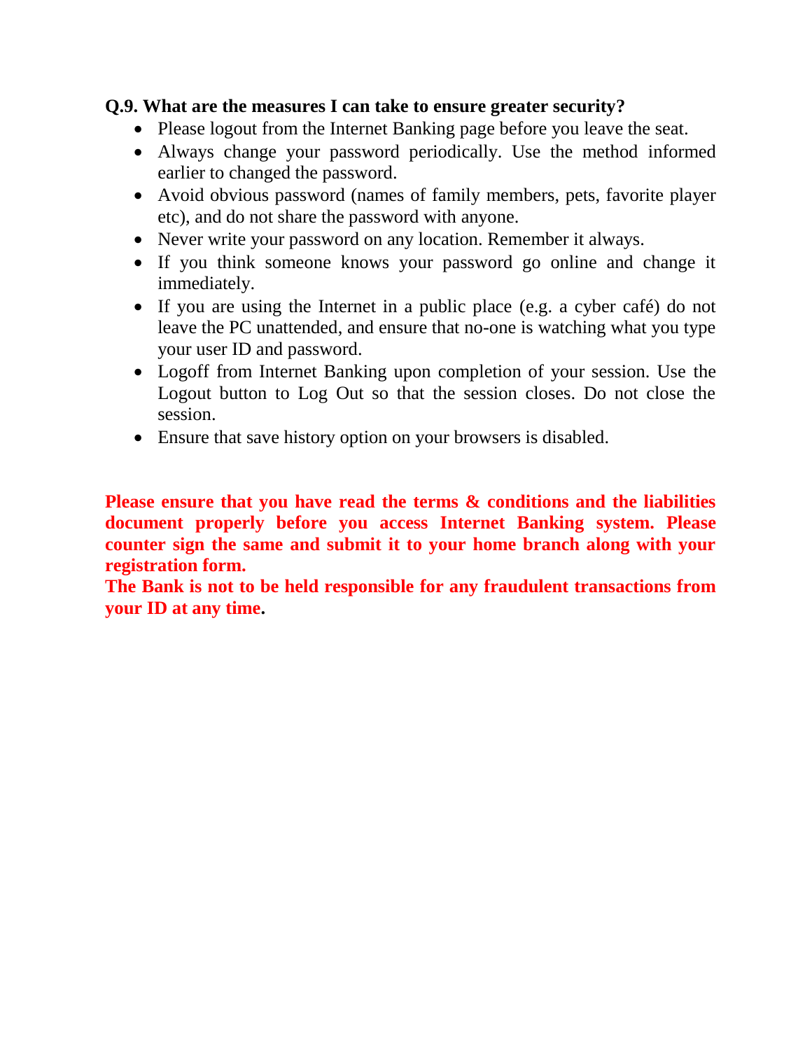**Q.9. What are the measures I can take to ensure greater security?**

- Please logout from the Internet Banking page before you leave the seat.
- Always change your password periodically. Use the method informed earlier to changed the password.
- Avoid obvious password (names of family members, pets, favorite player etc), and do not share the password with anyone.
- Never write your password on any location. Remember it always.
- If you think someone knows your password go online and change it immediately.
- If you are using the Internet in a public place (e.g. a cyber café) do not leave the PC unattended, and ensure that no-one is watching what you type your user ID and password.
- Logoff from Internet Banking upon completion of your session. Use the Logout button to Log Out so that the session closes. Do not close the session.
- Ensure that save history option on your browsers is disabled.

**Please ensure that you have read the terms & conditions and the liabilities document properly before you access Internet Banking system. Please counter sign the same and submit it to your home branch along with your registration form.**
**The Bank is not to be held responsible for any fraudulent transactions from your ID at any time.**